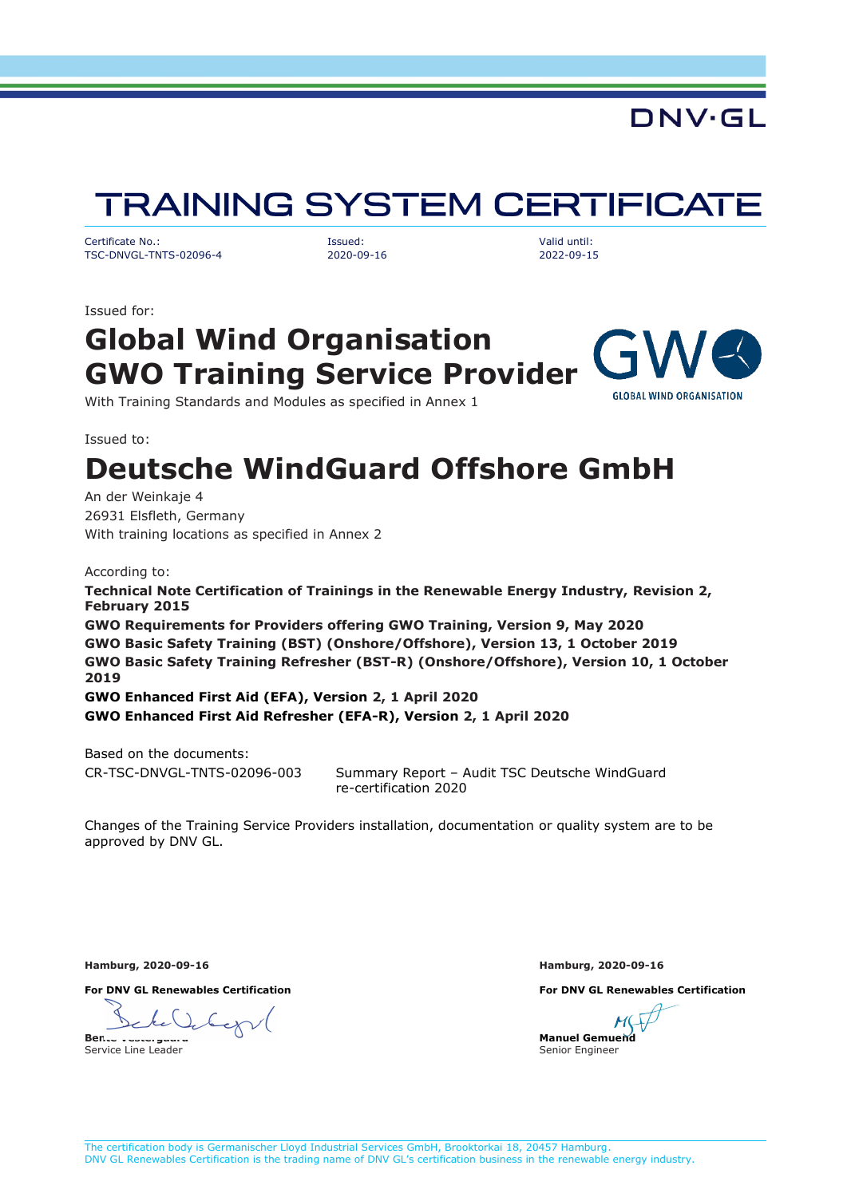DNV·GL

# TRAINING SYSTEM CERTIFICATE

| Certificate No.: | Issued: | Valid until: |
| --- | --- | --- |
| TSC-DNVGL-TNTS-02096-4 | 2020-09-16 | 2022-09-15 |

Issued for:

## Global Wind Organisation
## GWO Training Service Provider

With Training Standards and Modules as specified in Annex 1

GLOBAL WIND ORGANISATION

Issued to:

# Deutsche WindGuard Offshore GmbH

An der Weinkaje 4
26931 Elsfleth, Germany
With training locations as specified in Annex 2

According to:

**Technical Note Certification of Trainings in the Renewable Energy Industry, Revision 2, February 2015**
**GWO Requirements for Providers offering GWO Training, Version 9, May 2020**
**GWO Basic Safety Training (BST) (Onshore/Offshore), Version 13, 1 October 2019**
**GWO Basic Safety Training Refresher (BST-R) (Onshore/Offshore), Version 10, 1 October 2019**
**GWO Enhanced First Aid (EFA), Version 2, 1 April 2020**
**GWO Enhanced First Aid Refresher (EFA-R), Version 2, 1 April 2020**

Based on the documents:

| | |
| --- | --- |
| CR-TSC-DNVGL-TNTS-02096-003 | Summary Report – Audit TSC Deutsche WindGuard re-certification 2020 |

Changes of the Training Service Providers installation, documentation or quality system are to be approved by DNV GL.

**Hamburg, 2020-09-16**

**For DNV GL Renewables Certification**

**Bente Vestergaard**
Service Line Leader

**Hamburg, 2020-09-16**

**For DNV GL Renewables Certification**

**Manuel Gemuend**
Senior Engineer

The certification body is Germanischer Lloyd Industrial Services GmbH, Brooktorkai 18, 20457 Hamburg.
DNV GL Renewables Certification is the trading name of DNV GL's certification business in the renewable energy industry.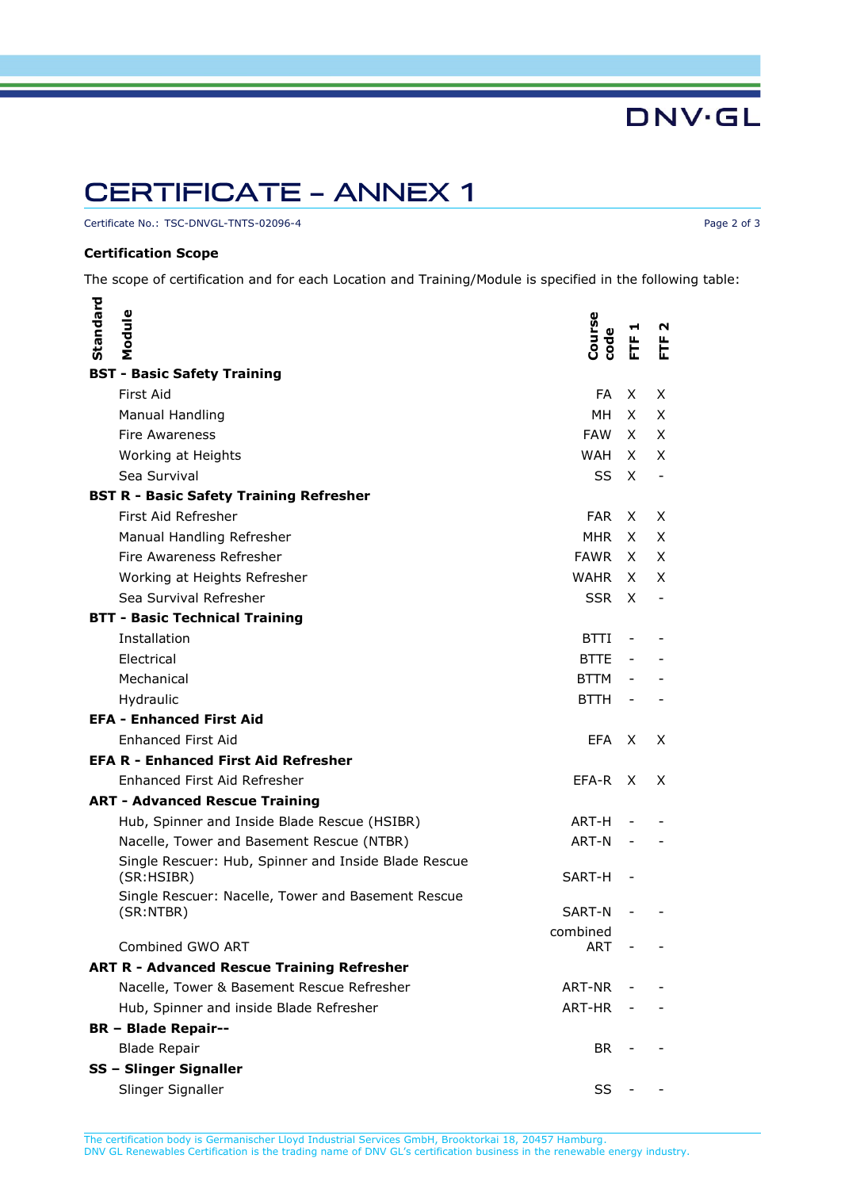# CERTIFICATE – ANNEX 1

Certificate No.: TSC-DNVGL-TNTS-02096-4

**Certification Scope**

The scope of certification and for each Location and Training/Module is specified in the following table:

| Standard | Module | Course code | FTF 1 | FTF 2 |
|---|---|---|---|---|
| **BST - Basic Safety Training** | | | | |
| | First Aid | FA | X | X |
| | Manual Handling | MH | X | X |
| | Fire Awareness | FAW | X | X |
| | Working at Heights | WAH | X | X |
| | Sea Survival | SS | X | - |
| **BST R - Basic Safety Training Refresher** | | | | |
| | First Aid Refresher | FAR | X | X |
| | Manual Handling Refresher | MHR | X | X |
| | Fire Awareness Refresher | FAWR | X | X |
| | Working at Heights Refresher | WAHR | X | X |
| | Sea Survival Refresher | SSR | X | - |
| **BTT - Basic Technical Training** | | | | |
| | Installation | BTTI | - | - |
| | Electrical | BTTE | - | - |
| | Mechanical | BTTM | - | - |
| | Hydraulic | BTTH | - | - |
| **EFA - Enhanced First Aid** | | | | |
| | Enhanced First Aid | EFA | X | X |
| **EFA R - Enhanced First Aid Refresher** | | | | |
| | Enhanced First Aid Refresher | EFA-R | X | X |
| **ART - Advanced Rescue Training** | | | | |
| | Hub, Spinner and Inside Blade Rescue (HSIBR) | ART-H | - | - |
| | Nacelle, Tower and Basement Rescue (NTBR) | ART-N | - | - |
| | Single Rescuer: Hub, Spinner and Inside Blade Rescue (SR:HSIBR) | SART-H | - | |
| | Single Rescuer: Nacelle, Tower and Basement Rescue (SR:NTBR) | SART-N | - | - |
| | Combined GWO ART | combined ART | - | - |
| **ART R - Advanced Rescue Training Refresher** | | | | |
| | Nacelle, Tower & Basement Rescue Refresher | ART-NR | - | - |
| | Hub, Spinner and inside Blade Refresher | ART-HR | - | - |
| **BR – Blade Repair--** | | | | |
| | Blade Repair | BR | - | - |
| **SS – Slinger Signaller** | | | | |
| | Slinger Signaller | SS | - | - |

The certification body is Germanischer Lloyd Industrial Services GmbH, Brooktorkai 18, 20457 Hamburg.
DNV GL Renewables Certification is the trading name of DNV GL's certification business in the renewable energy industry.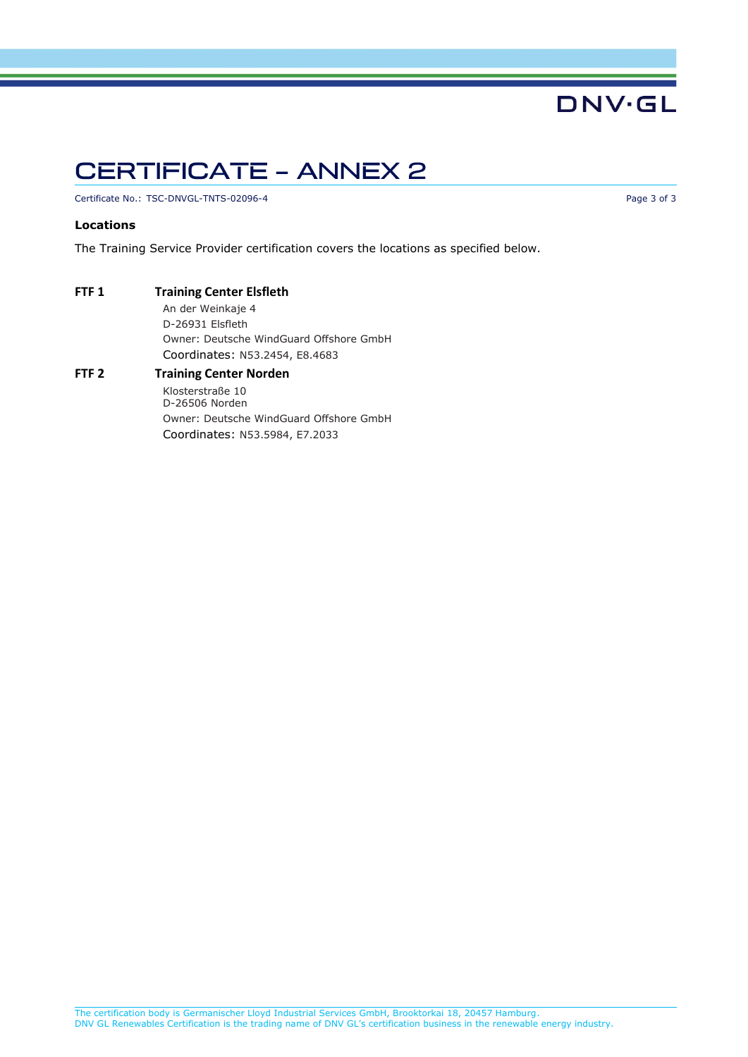# CERTIFICATE – ANNEX 2

Certificate No.: TSC-DNVGL-TNTS-02096-4

**Locations**

The Training Service Provider certification covers the locations as specified below.

**FTF 1** **Training Center Elsfleth**

An der Weinkaje 4
D-26931 Elsfleth
Owner: Deutsche WindGuard Offshore GmbH
Coordinates: N53.2454, E8.4683

**FTF 2** **Training Center Norden**

Klosterstraße 10
D-26506 Norden
Owner: Deutsche WindGuard Offshore GmbH
Coordinates: N53.5984, E7.2033

The certification body is Germanischer Lloyd Industrial Services GmbH, Brooktorkai 18, 20457 Hamburg.
DNV GL Renewables Certification is the trading name of DNV GL's certification business in the renewable energy industry.